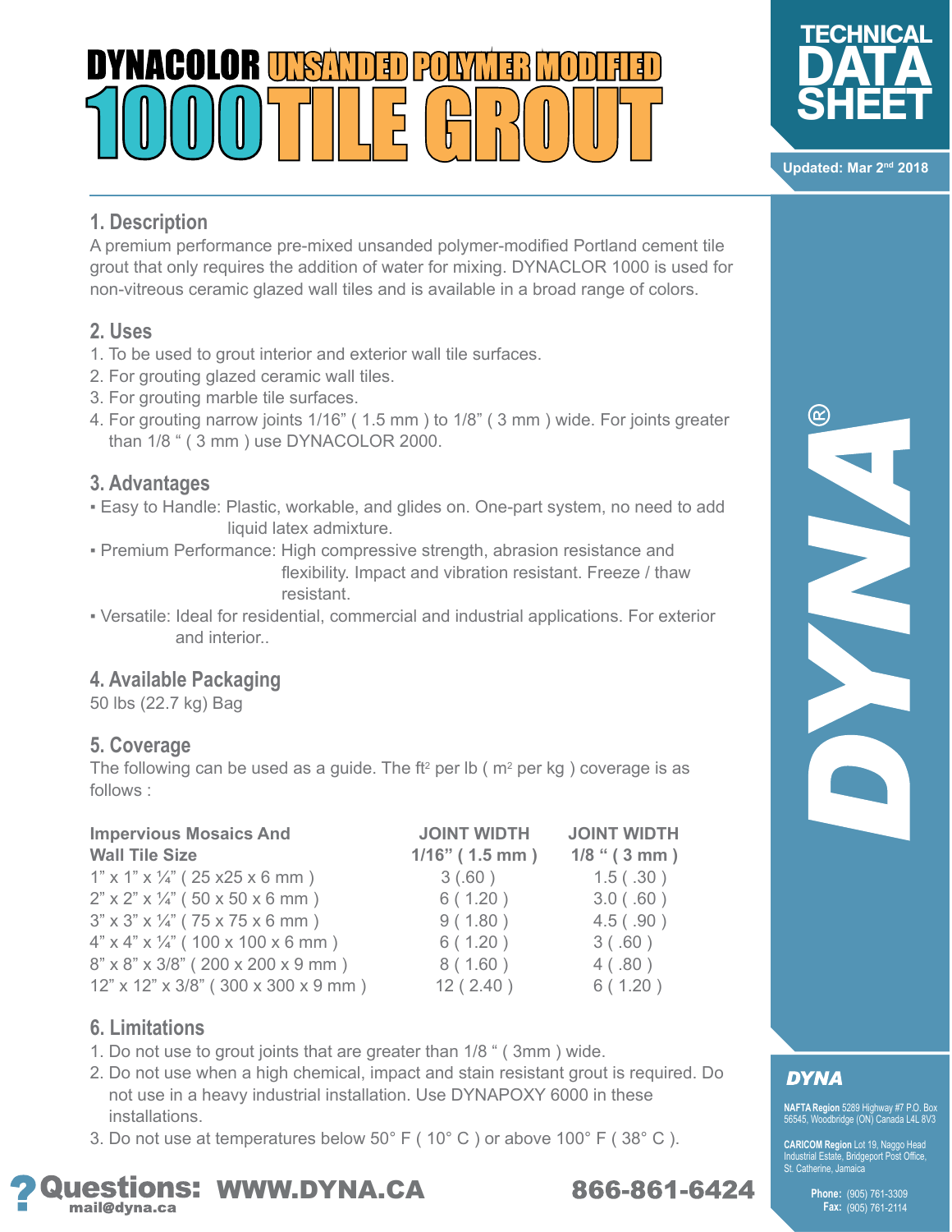# DYNACOLOR UNSANDED POLYMER MODIFIED 1000 TILE GROUT

**TECHNICAL DATA SHEET**

Updated: Mar 2nd 2018

## 1. Description

A premium performance pre-mixed unsanded polymer-modified Portland cement tile grout that only requires the addition of water for mixing. DYNACLOR 1000 is used for non-vitreous ceramic glazed wall tiles and is available in a broad range of colors.

## 2. Uses

1. To be used to grout interior and exterior wall tile surfaces.
2. For grouting glazed ceramic wall tiles.
3. For grouting marble tile surfaces.
4. For grouting narrow joints 1/16" ( 1.5 mm ) to 1/8" ( 3 mm ) wide. For joints greater than 1/8 " ( 3 mm ) use DYNACOLOR 2000.

## 3. Advantages

- Easy to Handle: Plastic, workable, and glides on. One-part system, no need to add liquid latex admixture.
- Premium Performance: High compressive strength, abrasion resistance and flexibility. Impact and vibration resistant. Freeze / thaw resistant.
- Versatile: Ideal for residential, commercial and industrial applications. For exterior and interior..

## 4. Available Packaging

50 lbs (22.7 kg) Bag

## 5. Coverage

The following can be used as a guide. The ft² per lb ( m² per kg ) coverage is as follows :

| Impervious Mosaics And Wall Tile Size | JOINT WIDTH 1/16" ( 1.5 mm ) | JOINT WIDTH 1/8 " ( 3 mm ) |
|---|---|---|
| 1" x 1" x ¼" ( 25 x25 x 6 mm ) | 3 (.60 ) | 1.5 ( .30 ) |
| 2" x 2" x ¼" ( 50 x 50 x 6 mm ) | 6 ( 1.20 ) | 3.0 ( .60 ) |
| 3" x 3" x ¼" ( 75 x 75 x 6 mm ) | 9 ( 1.80 ) | 4.5 ( .90 ) |
| 4" x 4" x ¼" ( 100 x 100 x 6 mm ) | 6 ( 1.20 ) | 3 ( .60 ) |
| 8" x 8" x 3/8" ( 200 x 200 x 9 mm ) | 8 ( 1.60 ) | 4 ( .80 ) |
| 12" x 12" x 3/8" ( 300 x 300 x 9 mm ) | 12 ( 2.40 ) | 6 ( 1.20 ) |

## 6. Limitations

1. Do not use to grout joints that are greater than 1/8 " ( 3mm ) wide.
2. Do not use when a high chemical, impact and stain resistant grout is required. Do not use in a heavy industrial installation. Use DYNAPOXY 6000 in these installations.
3. Do not use at temperatures below 50° F ( 10° C ) or above 100° F ( 38° C ).

Questions: WWW.DYNA.CA mail@dyna.ca 866-861-6424

DYNA®

**DYNA**

**NAFTA Region** 5289 Highway #7 P.O. Box 56545, Woodbridge (ON) Canada L4L 8V3

**CARICOM Region** Lot 19, Naggo Head Industrial Estate, Bridgeport Post Office, St. Catherine, Jamaica

**Phone:** (905) 761-3309
**Fax:** (905) 761-2114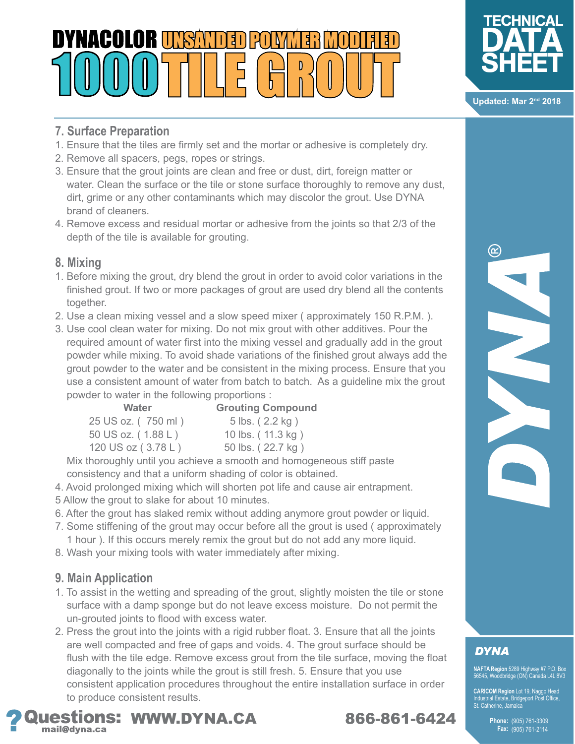# DYNACOLOR UNSANDED POLYMER MODIFIED 1000 TILE GROUT

TECHNICAL DATA SHEET

Updated: Mar 2nd 2018

## 7. Surface Preparation

1. Ensure that the tiles are firmly set and the mortar or adhesive is completely dry.
2. Remove all spacers, pegs, ropes or strings.
3. Ensure that the grout joints are clean and free or dust, dirt, foreign matter or water. Clean the surface or the tile or stone surface thoroughly to remove any dust, dirt, grime or any other contaminants which may discolor the grout. Use DYNA brand of cleaners.
4. Remove excess and residual mortar or adhesive from the joints so that 2/3 of the depth of the tile is available for grouting.

## 8. Mixing

1. Before mixing the grout, dry blend the grout in order to avoid color variations in the finished grout. If two or more packages of grout are used dry blend all the contents together.
2. Use a clean mixing vessel and a slow speed mixer ( approximately 150 R.P.M. ).
3. Use cool clean water for mixing. Do not mix grout with other additives. Pour the required amount of water first into the mixing vessel and gradually add in the grout powder while mixing. To avoid shade variations of the finished grout always add the grout powder to the water and be consistent in the mixing process. Ensure that you use a consistent amount of water from batch to batch. As a guideline mix the grout powder to water in the following proportions :

| Water | Grouting Compound |
| --- | --- |
| 25 US oz. ( 750 ml ) | 5 lbs. ( 2.2 kg ) |
| 50 US oz. ( 1.88 L ) | 10 lbs. ( 11.3 kg ) |
| 120 US oz ( 3.78 L ) | 50 lbs. ( 22.7 kg ) |

Mix thoroughly until you achieve a smooth and homogeneous stiff paste consistency and that a uniform shading of color is obtained.

4. Avoid prolonged mixing which will shorten pot life and cause air entrapment.
5 Allow the grout to slake for about 10 minutes.
6. After the grout has slaked remix without adding anymore grout powder or liquid.
7. Some stiffening of the grout may occur before all the grout is used ( approximately 1 hour ). If this occurs merely remix the grout but do not add any more liquid.
8. Wash your mixing tools with water immediately after mixing.

## 9. Main Application

1. To assist in the wetting and spreading of the grout, slightly moisten the tile or stone surface with a damp sponge but do not leave excess moisture. Do not permit the un-grouted joints to flood with excess water.
2. Press the grout into the joints with a rigid rubber float. 3. Ensure that all the joints are well compacted and free of gaps and voids. 4. The grout surface should be flush with the tile edge. Remove excess grout from the tile surface, moving the float diagonally to the joints while the grout is still fresh. 5. Ensure that you use consistent application procedures throughout the entire installation surface in order to produce consistent results.

DYNA®

**DYNA**

**NAFTA Region** 5289 Highway #7 P.O. Box 56545, Woodbridge (ON) Canada L4L 8V3

**CARICOM Region** Lot 19, Naggo Head Industrial Estate, Bridgeport Post Office, St. Catherine, Jamaica

**Phone:** (905) 761-3309
**Fax:** (905) 761-2114

? Questions: WWW.DYNA.CA mail@dyna.ca 866-861-6424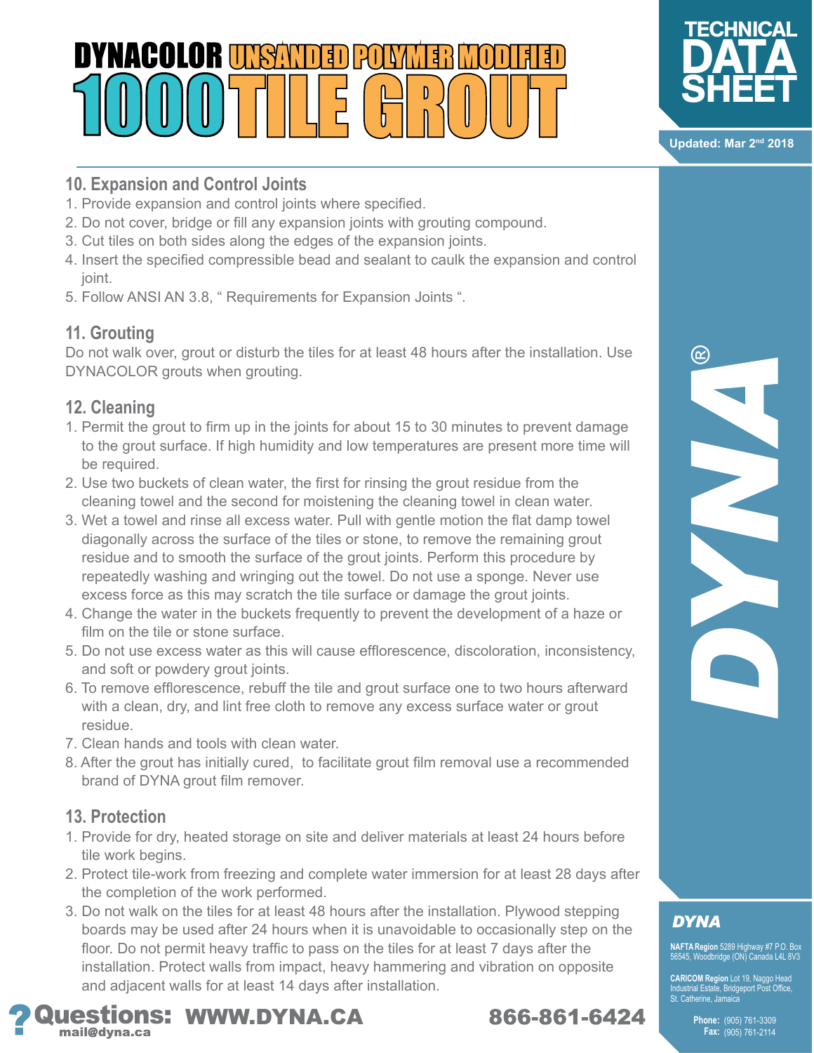# DYNACOLOR UNSANDED POLYMER MODIFIED 1000 TILE GROUT

## 10. Expansion and Control Joints

1. Provide expansion and control joints where specified.
2. Do not cover, bridge or fill any expansion joints with grouting compound.
3. Cut tiles on both sides along the edges of the expansion joints.
4. Insert the specified compressible bead and sealant to caulk the expansion and control joint.
5. Follow ANSI AN 3.8, " Requirements for Expansion Joints ".

## 11. Grouting

Do not walk over, grout or disturb the tiles for at least 48 hours after the installation. Use DYNACOLOR grouts when grouting.

## 12. Cleaning

1. Permit the grout to firm up in the joints for about 15 to 30 minutes to prevent damage to the grout surface. If high humidity and low temperatures are present more time will be required.
2. Use two buckets of clean water, the first for rinsing the grout residue from the cleaning towel and the second for moistening the cleaning towel in clean water.
3. Wet a towel and rinse all excess water. Pull with gentle motion the flat damp towel diagonally across the surface of the tiles or stone, to remove the remaining grout residue and to smooth the surface of the grout joints. Perform this procedure by repeatedly washing and wringing out the towel. Do not use a sponge. Never use excess force as this may scratch the tile surface or damage the grout joints.
4. Change the water in the buckets frequently to prevent the development of a haze or film on the tile or stone surface.
5. Do not use excess water as this will cause efflorescence, discoloration, inconsistency, and soft or powdery grout joints.
6. To remove efflorescence, rebuff the tile and grout surface one to two hours afterward with a clean, dry, and lint free cloth to remove any excess surface water or grout residue.
7. Clean hands and tools with clean water.
8. After the grout has initially cured, to facilitate grout film removal use a recommended brand of DYNA grout film remover.

## 13. Protection

1. Provide for dry, heated storage on site and deliver materials at least 24 hours before tile work begins.
2. Protect tile-work from freezing and complete water immersion for at least 28 days after the completion of the work performed.
3. Do not walk on the tiles for at least 48 hours after the installation. Plywood stepping boards may be used after 24 hours when it is unavoidable to occasionally step on the floor. Do not permit heavy traffic to pass on the tiles for at least 7 days after the installation. Protect walls from impact, heavy hammering and vibration on opposite and adjacent walls for at least 14 days after installation.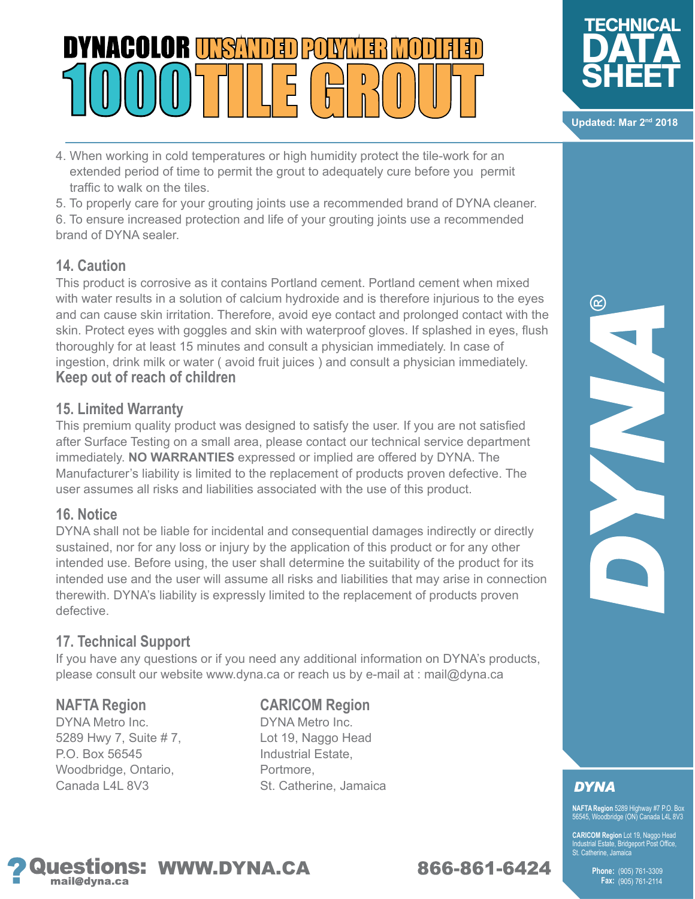4. When working in cold temperatures or high humidity protect the tile-work for an extended period of time to permit the grout to adequately cure before you permit traffic to walk on the tiles.
5. To properly care for your grouting joints use a recommended brand of DYNA cleaner.
6. To ensure increased protection and life of your grouting joints use a recommended brand of DYNA sealer.

## 14. Caution

This product is corrosive as it contains Portland cement. Portland cement when mixed with water results in a solution of calcium hydroxide and is therefore injurious to the eyes and can cause skin irritation. Therefore, avoid eye contact and prolonged contact with the skin. Protect eyes with goggles and skin with waterproof gloves. If splashed in eyes, flush thoroughly for at least 15 minutes and consult a physician immediately. In case of ingestion, drink milk or water ( avoid fruit juices ) and consult a physician immediately.

**Keep out of reach of children**

## 15. Limited Warranty

This premium quality product was designed to satisfy the user. If you are not satisfied after Surface Testing on a small area, please contact our technical service department immediately. **NO WARRANTIES** expressed or implied are offered by DYNA. The Manufacturer's liability is limited to the replacement of products proven defective. The user assumes all risks and liabilities associated with the use of this product.

## 16. Notice

DYNA shall not be liable for incidental and consequential damages indirectly or directly sustained, nor for any loss or injury by the application of this product or for any other intended use. Before using, the user shall determine the suitability of the product for its intended use and the user will assume all risks and liabilities that may arise in connection therewith. DYNA's liability is expressly limited to the replacement of products proven defective.

## 17. Technical Support

If you have any questions or if you need any additional information on DYNA's products, please consult our website www.dyna.ca or reach us by e-mail at : mail@dyna.ca

### NAFTA Region

DYNA Metro Inc.
5289 Hwy 7, Suite # 7,
P.O. Box 56545
Woodbridge, Ontario,
Canada L4L 8V3

### CARICOM Region

DYNA Metro Inc.
Lot 19, Naggo Head
Industrial Estate,
Portmore,
St. Catherine, Jamaica